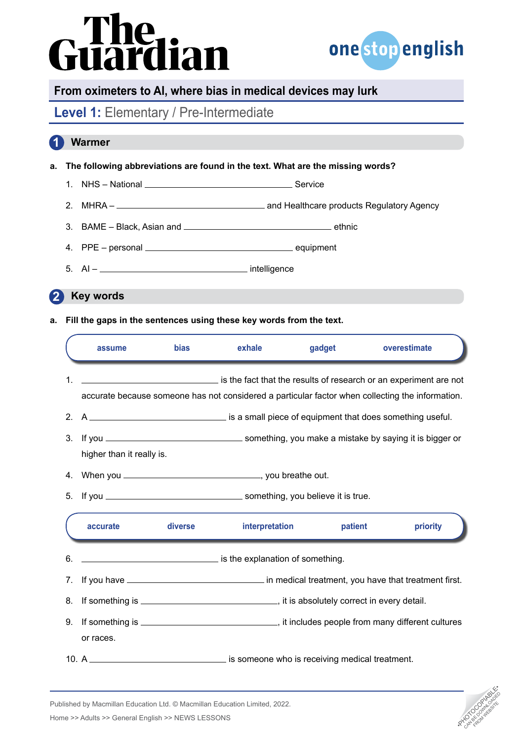# The Guardian

onestopenglish

## From oximeters to AI, where bias in medical devices may lurk

### Level 1: Elementary / Pre-Intermediate

## 1 Warmer

**a. The following abbreviations are found in the text. What are the missing words?**

1. NHS – National ______________________________ Service
2. MHRA – ______________________________ and Healthcare products Regulatory Agency
3. BAME – Black, Asian and ______________________________ ethnic
4. PPE – personal ______________________________ equipment
5. AI – ______________________________ intelligence

## 2 Key words

**a. Fill the gaps in the sentences using these key words from the text.**

| assume | bias | exhale | gadget | overestimate |
|---|---|---|---|---|

1. ______________________________ is the fact that the results of research or an experiment are not accurate because someone has not considered a particular factor when collecting the information.
2. A ______________________________ is a small piece of equipment that does something useful.
3. If you ______________________________ something, you make a mistake by saying it is bigger or higher than it really is.
4. When you ______________________________, you breathe out.
5. If you ______________________________ something, you believe it is true.

| accurate | diverse | interpretation | patient | priority |
|---|---|---|---|---|

6. ______________________________ is the explanation of something.
7. If you have ______________________________ in medical treatment, you have that treatment first.
8. If something is ______________________________, it is absolutely correct in every detail.
9. If something is ______________________________, it includes people from many different cultures or races.
10. A ______________________________ is someone who is receiving medical treatment.

Published by Macmillan Education Ltd. © Macmillan Education Limited, 2022.

Home >> Adults >> General English >> NEWS LESSONS

•PHOTOCOPIABLE• CAN BE DOWNLOADED FROM WEBSITE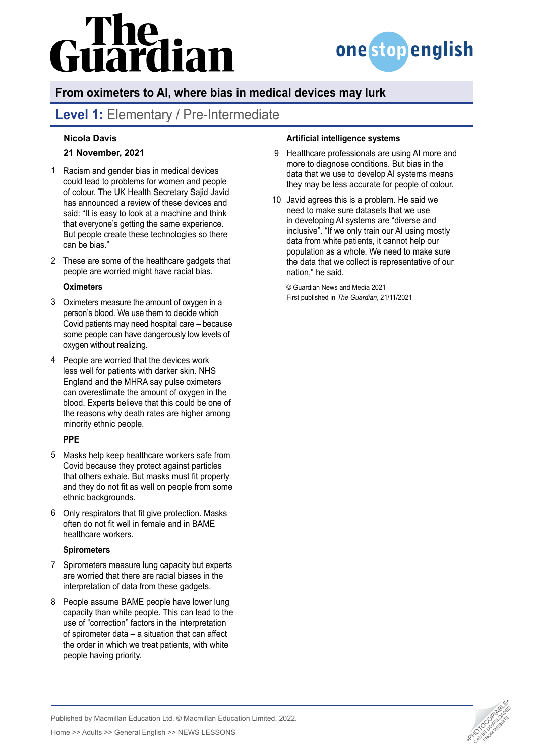# From oximeters to AI, where bias in medical devices may lurk

## Level 1: Elementary / Pre-Intermediate

**Nicola Davis**

**21 November, 2021**

1 Racism and gender bias in medical devices could lead to problems for women and people of colour. The UK Health Secretary Sajid Javid has announced a review of these devices and said: "It is easy to look at a machine and think that everyone's getting the same experience. But people create these technologies so there can be bias."

2 These are some of the healthcare gadgets that people are worried might have racial bias.

### Oximeters

3 Oximeters measure the amount of oxygen in a person's blood. We use them to decide which Covid patients may need hospital care – because some people can have dangerously low levels of oxygen without realizing.

4 People are worried that the devices work less well for patients with darker skin. NHS England and the MHRA say pulse oximeters can overestimate the amount of oxygen in the blood. Experts believe that this could be one of the reasons why death rates are higher among minority ethnic people.

### PPE

5 Masks help keep healthcare workers safe from Covid because they protect against particles that others exhale. But masks must fit properly and they do not fit as well on people from some ethnic backgrounds.

6 Only respirators that fit give protection. Masks often do not fit well in female and in BAME healthcare workers.

### Spirometers

7 Spirometers measure lung capacity but experts are worried that there are racial biases in the interpretation of data from these gadgets.

8 People assume BAME people have lower lung capacity than white people. This can lead to the use of "correction" factors in the interpretation of spirometer data – a situation that can affect the order in which we treat patients, with white people having priority.

### Artificial intelligence systems

9 Healthcare professionals are using AI more and more to diagnose conditions. But bias in the data that we use to develop AI systems means they may be less accurate for people of colour.

10 Javid agrees this is a problem. He said we need to make sure datasets that we use in developing AI systems are "diverse and inclusive". "If we only train our AI using mostly data from white patients, it cannot help our population as a whole. We need to make sure the data that we collect is representative of our nation," he said.

© Guardian News and Media 2021
First published in *The Guardian*, 21/11/2021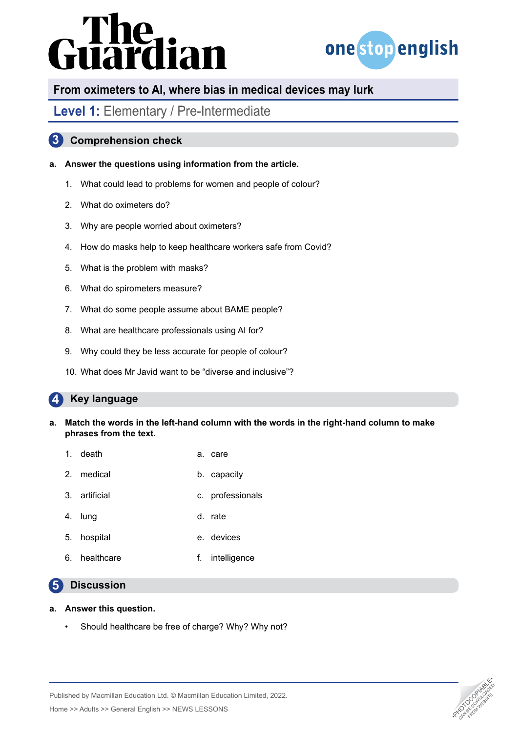# The Guardian

onestopenglish

## From oximeters to AI, where bias in medical devices may lurk

### Level 1: Elementary / Pre-Intermediate

## 3 Comprehension check

**a. Answer the questions using information from the article.**

1. What could lead to problems for women and people of colour?
2. What do oximeters do?
3. Why are people worried about oximeters?
4. How do masks help to keep healthcare workers safe from Covid?
5. What is the problem with masks?
6. What do spirometers measure?
7. What do some people assume about BAME people?
8. What are healthcare professionals using AI for?
9. Why could they be less accurate for people of colour?
10. What does Mr Javid want to be "diverse and inclusive"?

## 4 Key language

**a. Match the words in the left-hand column with the words in the right-hand column to make phrases from the text.**

| | |
|---|---|
| 1. death | a. care |
| 2. medical | b. capacity |
| 3. artificial | c. professionals |
| 4. lung | d. rate |
| 5. hospital | e. devices |
| 6. healthcare | f. intelligence |

## 5 Discussion

**a. Answer this question.**

- Should healthcare be free of charge? Why? Why not?

Published by Macmillan Education Ltd. © Macmillan Education Limited, 2022.

Home >> Adults >> General English >> NEWS LESSONS

•PHOTOCOPIABLE• CAN BE DOWNLOADED FROM WEBSITE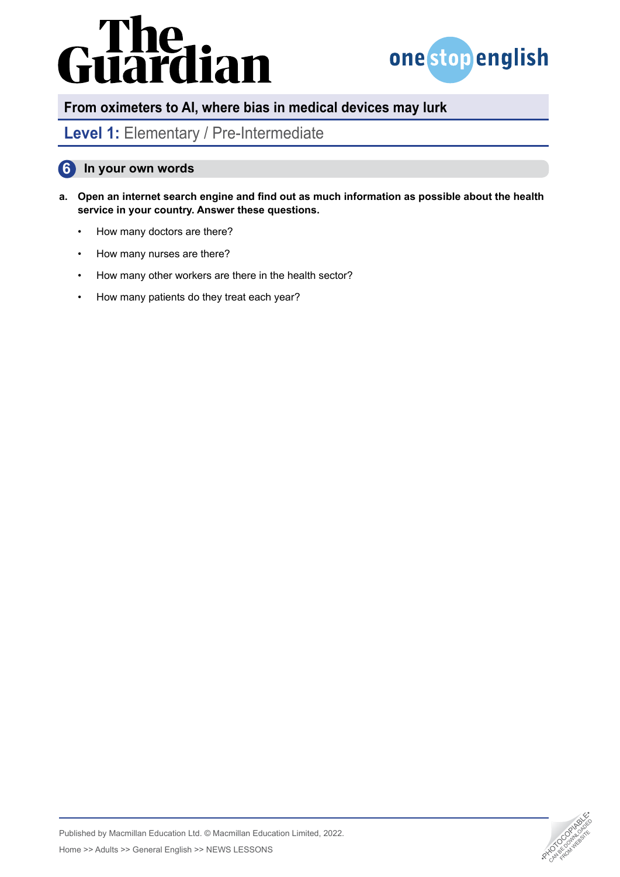## From oximeters to AI, where bias in medical devices may lurk

**Level 1:** Elementary / Pre-Intermediate

### 6 In your own words

**a. Open an internet search engine and find out as much information as possible about the health service in your country. Answer these questions.**

- How many doctors are there?
- How many nurses are there?
- How many other workers are there in the health sector?
- How many patients do they treat each year?